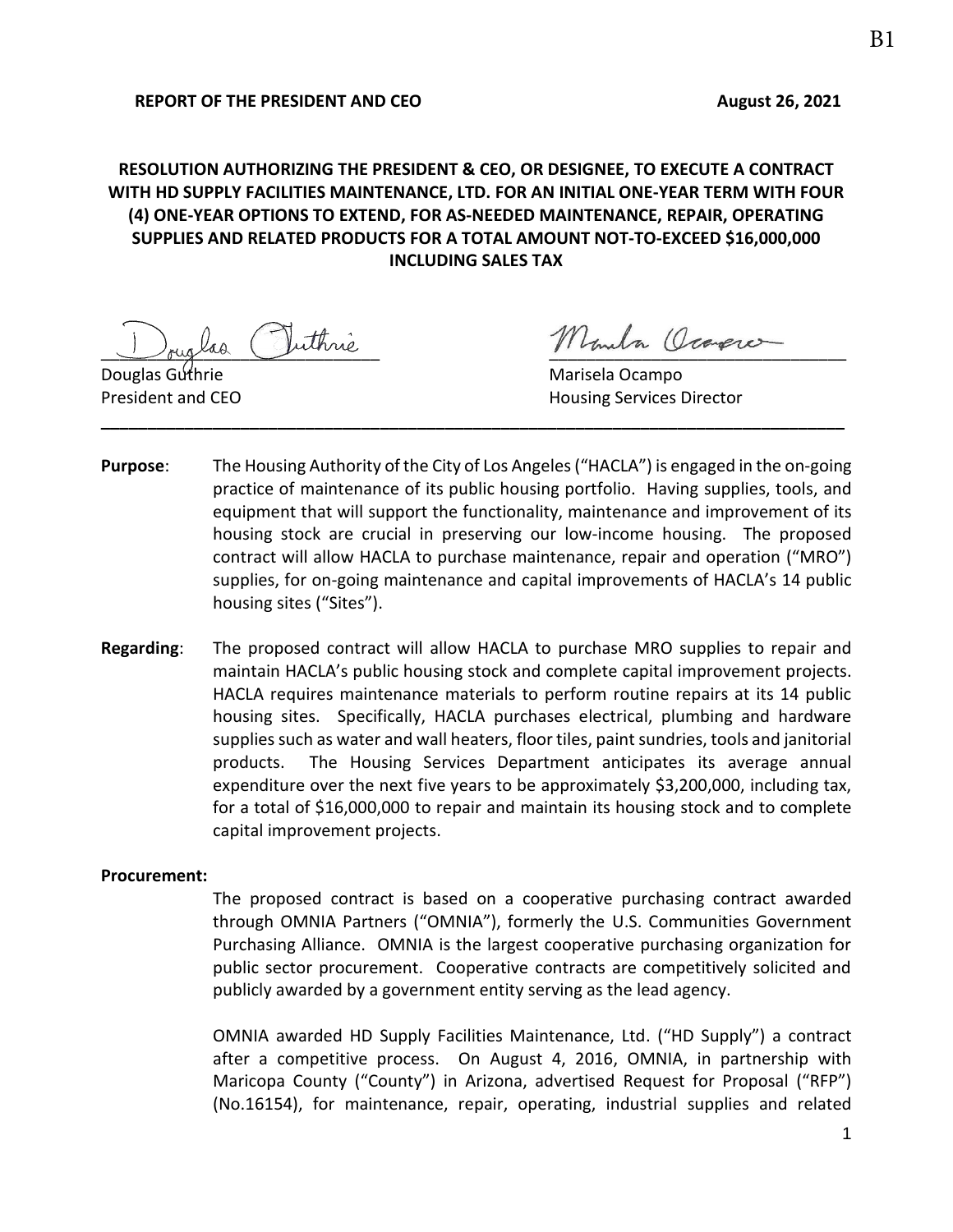**REPORT OF THE PRESIDENT AND CEO** **August 26, 2021**

**RESOLUTION AUTHORIZING THE PRESIDENT & CEO, OR DESIGNEE, TO EXECUTE A CONTRACT WITH HD SUPPLY FACILITIES MAINTENANCE, LTD. FOR AN INITIAL ONE-YEAR TERM WITH FOUR (4) ONE-YEAR OPTIONS TO EXTEND, FOR AS-NEEDED MAINTENANCE, REPAIR, OPERATING SUPPLIES AND RELATED PRODUCTS FOR A TOTAL AMOUNT NOT-TO-EXCEED $16,000,000 INCLUDING SALES TAX**

Douglas Guthrie
President and CEO

Marisela Ocampo
Housing Services Director

---

**Purpose**: The Housing Authority of the City of Los Angeles ("HACLA") is engaged in the on-going practice of maintenance of its public housing portfolio. Having supplies, tools, and equipment that will support the functionality, maintenance and improvement of its housing stock are crucial in preserving our low-income housing. The proposed contract will allow HACLA to purchase maintenance, repair and operation ("MRO") supplies, for on-going maintenance and capital improvements of HACLA's 14 public housing sites ("Sites").

**Regarding**: The proposed contract will allow HACLA to purchase MRO supplies to repair and maintain HACLA's public housing stock and complete capital improvement projects. HACLA requires maintenance materials to perform routine repairs at its 14 public housing sites. Specifically, HACLA purchases electrical, plumbing and hardware supplies such as water and wall heaters, floor tiles, paint sundries, tools and janitorial products. The Housing Services Department anticipates its average annual expenditure over the next five years to be approximately $3,200,000, including tax, for a total of $16,000,000 to repair and maintain its housing stock and to complete capital improvement projects.

**Procurement:**

The proposed contract is based on a cooperative purchasing contract awarded through OMNIA Partners ("OMNIA"), formerly the U.S. Communities Government Purchasing Alliance. OMNIA is the largest cooperative purchasing organization for public sector procurement. Cooperative contracts are competitively solicited and publicly awarded by a government entity serving as the lead agency.

OMNIA awarded HD Supply Facilities Maintenance, Ltd. ("HD Supply") a contract after a competitive process. On August 4, 2016, OMNIA, in partnership with Maricopa County ("County") in Arizona, advertised Request for Proposal ("RFP") (No.16154), for maintenance, repair, operating, industrial supplies and related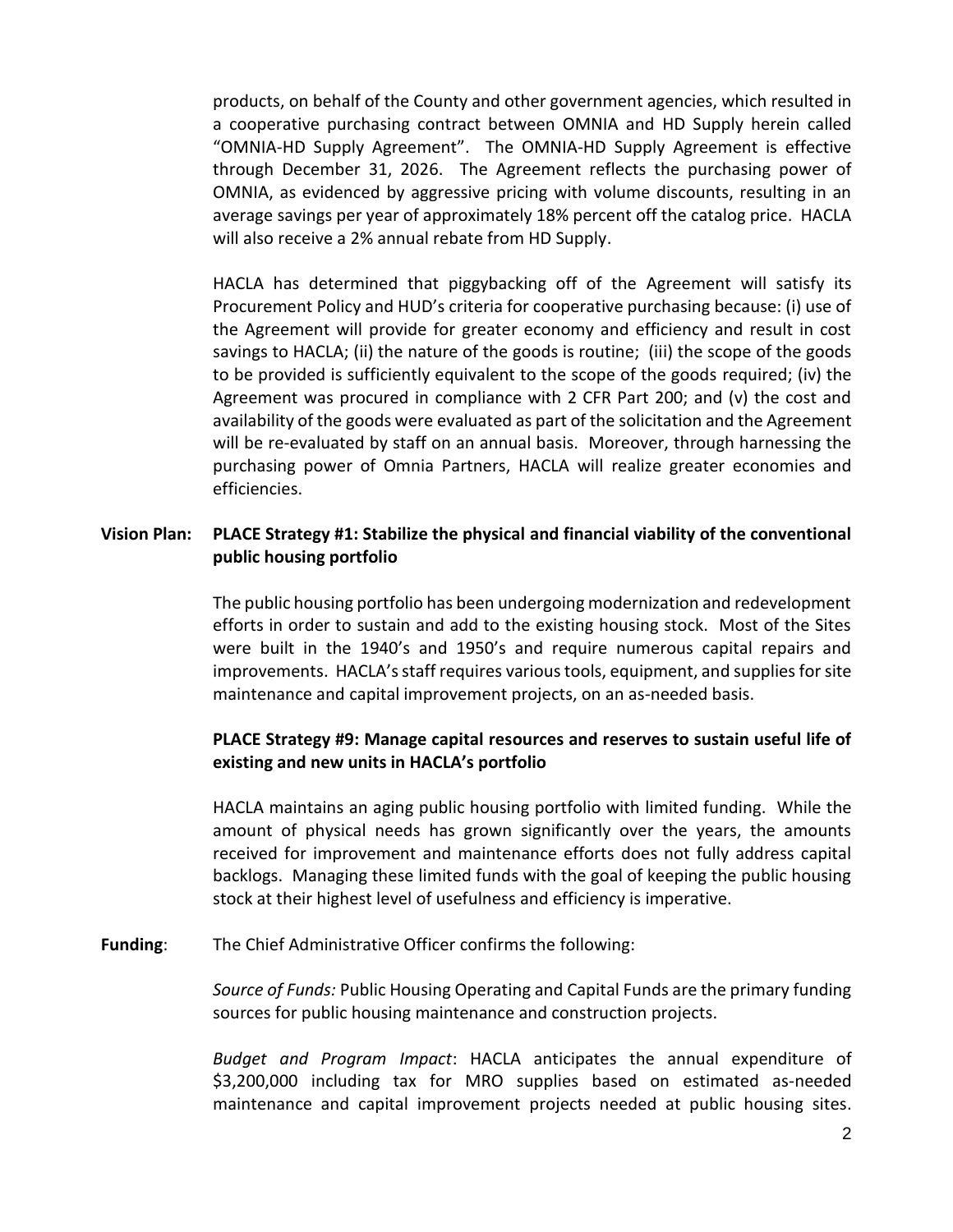products, on behalf of the County and other government agencies, which resulted in a cooperative purchasing contract between OMNIA and HD Supply herein called "OMNIA-HD Supply Agreement". The OMNIA-HD Supply Agreement is effective through December 31, 2026. The Agreement reflects the purchasing power of OMNIA, as evidenced by aggressive pricing with volume discounts, resulting in an average savings per year of approximately 18% percent off the catalog price. HACLA will also receive a 2% annual rebate from HD Supply.

HACLA has determined that piggybacking off of the Agreement will satisfy its Procurement Policy and HUD's criteria for cooperative purchasing because: (i) use of the Agreement will provide for greater economy and efficiency and result in cost savings to HACLA; (ii) the nature of the goods is routine; (iii) the scope of the goods to be provided is sufficiently equivalent to the scope of the goods required; (iv) the Agreement was procured in compliance with 2 CFR Part 200; and (v) the cost and availability of the goods were evaluated as part of the solicitation and the Agreement will be re-evaluated by staff on an annual basis. Moreover, through harnessing the purchasing power of Omnia Partners, HACLA will realize greater economies and efficiencies.

**Vision Plan:** **PLACE Strategy #1: Stabilize the physical and financial viability of the conventional public housing portfolio**

The public housing portfolio has been undergoing modernization and redevelopment efforts in order to sustain and add to the existing housing stock. Most of the Sites were built in the 1940's and 1950's and require numerous capital repairs and improvements. HACLA's staff requires various tools, equipment, and supplies for site maintenance and capital improvement projects, on an as-needed basis.

**PLACE Strategy #9: Manage capital resources and reserves to sustain useful life of existing and new units in HACLA's portfolio**

HACLA maintains an aging public housing portfolio with limited funding. While the amount of physical needs has grown significantly over the years, the amounts received for improvement and maintenance efforts does not fully address capital backlogs. Managing these limited funds with the goal of keeping the public housing stock at their highest level of usefulness and efficiency is imperative.

**Funding**: The Chief Administrative Officer confirms the following:

*Source of Funds:* Public Housing Operating and Capital Funds are the primary funding sources for public housing maintenance and construction projects.

*Budget and Program Impact*: HACLA anticipates the annual expenditure of $3,200,000 including tax for MRO supplies based on estimated as-needed maintenance and capital improvement projects needed at public housing sites.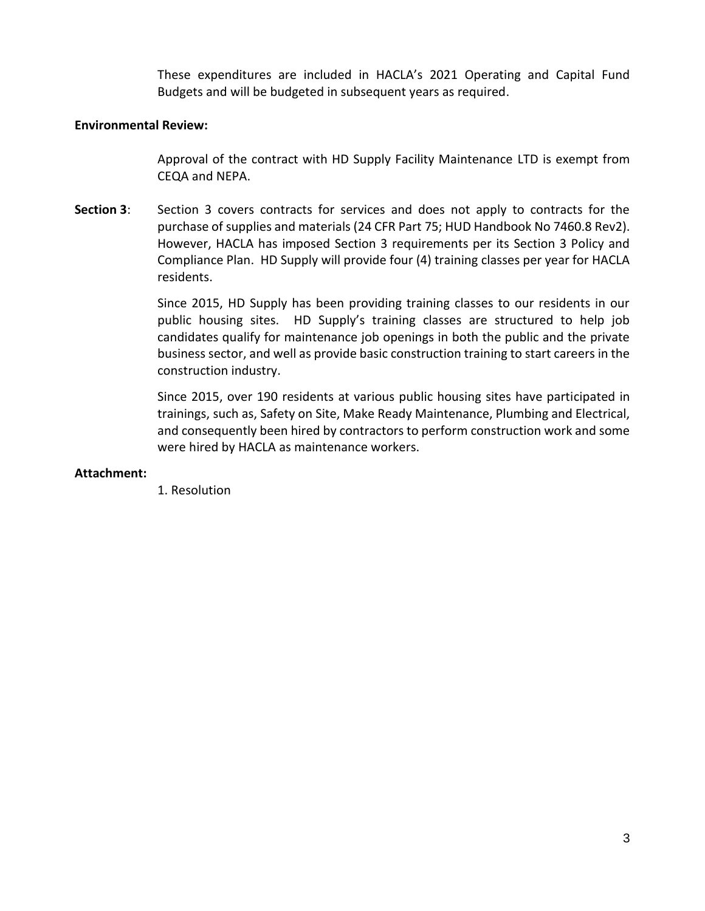These expenditures are included in HACLA's 2021 Operating and Capital Fund Budgets and will be budgeted in subsequent years as required.

**Environmental Review:**

Approval of the contract with HD Supply Facility Maintenance LTD is exempt from CEQA and NEPA.

**Section 3**: Section 3 covers contracts for services and does not apply to contracts for the purchase of supplies and materials (24 CFR Part 75; HUD Handbook No 7460.8 Rev2). However, HACLA has imposed Section 3 requirements per its Section 3 Policy and Compliance Plan. HD Supply will provide four (4) training classes per year for HACLA residents.

Since 2015, HD Supply has been providing training classes to our residents in our public housing sites. HD Supply's training classes are structured to help job candidates qualify for maintenance job openings in both the public and the private business sector, and well as provide basic construction training to start careers in the construction industry.

Since 2015, over 190 residents at various public housing sites have participated in trainings, such as, Safety on Site, Make Ready Maintenance, Plumbing and Electrical, and consequently been hired by contractors to perform construction work and some were hired by HACLA as maintenance workers.

**Attachment:**

1. Resolution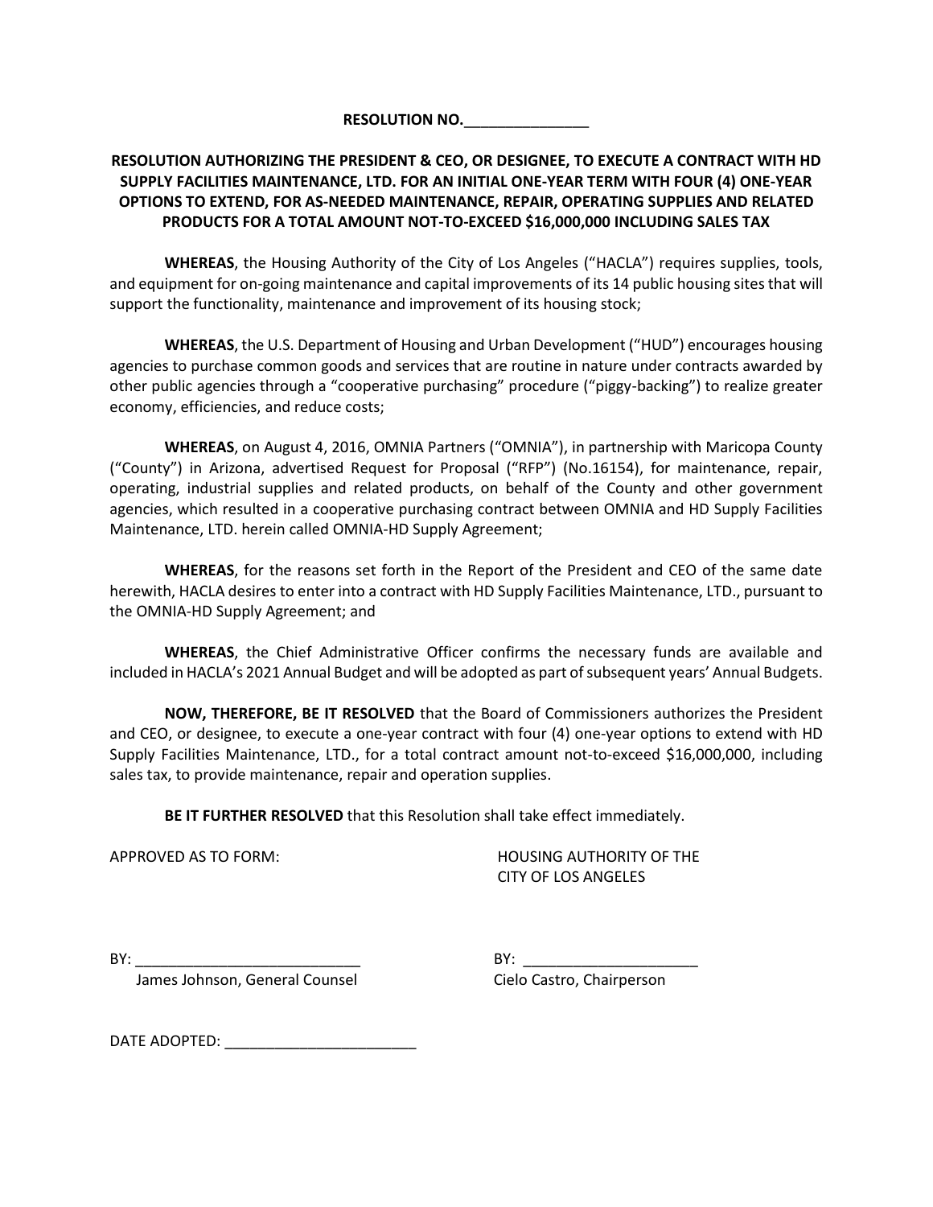**RESOLUTION NO.\_\_\_\_\_\_\_\_\_\_\_\_\_\_\_**

**RESOLUTION AUTHORIZING THE PRESIDENT & CEO, OR DESIGNEE, TO EXECUTE A CONTRACT WITH HD SUPPLY FACILITIES MAINTENANCE, LTD. FOR AN INITIAL ONE-YEAR TERM WITH FOUR (4) ONE-YEAR OPTIONS TO EXTEND, FOR AS-NEEDED MAINTENANCE, REPAIR, OPERATING SUPPLIES AND RELATED PRODUCTS FOR A TOTAL AMOUNT NOT-TO-EXCEED $16,000,000 INCLUDING SALES TAX**

**WHEREAS**, the Housing Authority of the City of Los Angeles ("HACLA") requires supplies, tools, and equipment for on-going maintenance and capital improvements of its 14 public housing sites that will support the functionality, maintenance and improvement of its housing stock;

**WHEREAS**, the U.S. Department of Housing and Urban Development ("HUD") encourages housing agencies to purchase common goods and services that are routine in nature under contracts awarded by other public agencies through a "cooperative purchasing" procedure ("piggy-backing") to realize greater economy, efficiencies, and reduce costs;

**WHEREAS**, on August 4, 2016, OMNIA Partners ("OMNIA"), in partnership with Maricopa County ("County") in Arizona, advertised Request for Proposal ("RFP") (No.16154), for maintenance, repair, operating, industrial supplies and related products, on behalf of the County and other government agencies, which resulted in a cooperative purchasing contract between OMNIA and HD Supply Facilities Maintenance, LTD. herein called OMNIA-HD Supply Agreement;

**WHEREAS**, for the reasons set forth in the Report of the President and CEO of the same date herewith, HACLA desires to enter into a contract with HD Supply Facilities Maintenance, LTD., pursuant to the OMNIA-HD Supply Agreement; and

**WHEREAS**, the Chief Administrative Officer confirms the necessary funds are available and included in HACLA's 2021 Annual Budget and will be adopted as part of subsequent years' Annual Budgets.

**NOW, THEREFORE, BE IT RESOLVED** that the Board of Commissioners authorizes the President and CEO, or designee, to execute a one-year contract with four (4) one-year options to extend with HD Supply Facilities Maintenance, LTD., for a total contract amount not-to-exceed $16,000,000, including sales tax, to provide maintenance, repair and operation supplies.

**BE IT FURTHER RESOLVED** that this Resolution shall take effect immediately.

APPROVED AS TO FORM:

HOUSING AUTHORITY OF THE CITY OF LOS ANGELES

BY: \_\_\_\_\_\_\_\_\_\_\_\_\_\_\_\_\_\_\_\_\_\_\_\_\_\_\_
James Johnson, General Counsel

BY: \_\_\_\_\_\_\_\_\_\_\_\_\_\_\_\_\_\_\_\_\_
Cielo Castro, Chairperson

DATE ADOPTED: \_\_\_\_\_\_\_\_\_\_\_\_\_\_\_\_\_\_\_\_\_\_\_